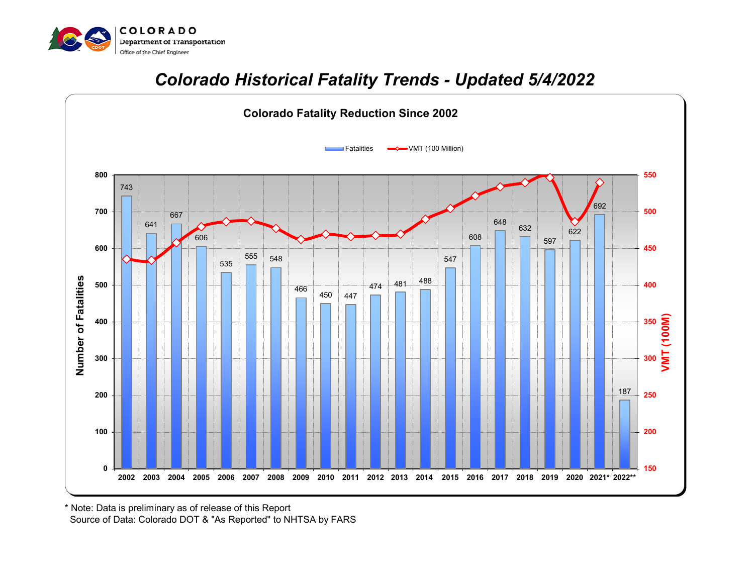COLORADO
Department of Transportation
Office of the Chief Engineer

# *Colorado Historical Fatality Trends - Updated 5/4/2022*

## Colorado Fatality Reduction Since 2002

| Year | Fatalities |
|---|---|
| 2002 | 743 |
| 2003 | 641 |
| 2004 | 667 |
| 2005 | 606 |
| 2006 | 535 |
| 2007 | 555 |
| 2008 | 548 |
| 2009 | 466 |
| 2010 | 450 |
| 2011 | 447 |
| 2012 | 474 |
| 2013 | 481 |
| 2014 | 488 |
| 2015 | 547 |
| 2016 | 608 |
| 2017 | 648 |
| 2018 | 632 |
| 2019 | 597 |
| 2020 | 622 |
| 2021* | 692 |
| 2022** | 187 |

Legend: Fatalities; VMT (100 Million)

Left axis: Number of Fatalities (0–800). Right axis: VMT (100M) (150–550).

\* Note: Data is preliminary as of release of this Report
Source of Data: Colorado DOT & "As Reported" to NHTSA by FARS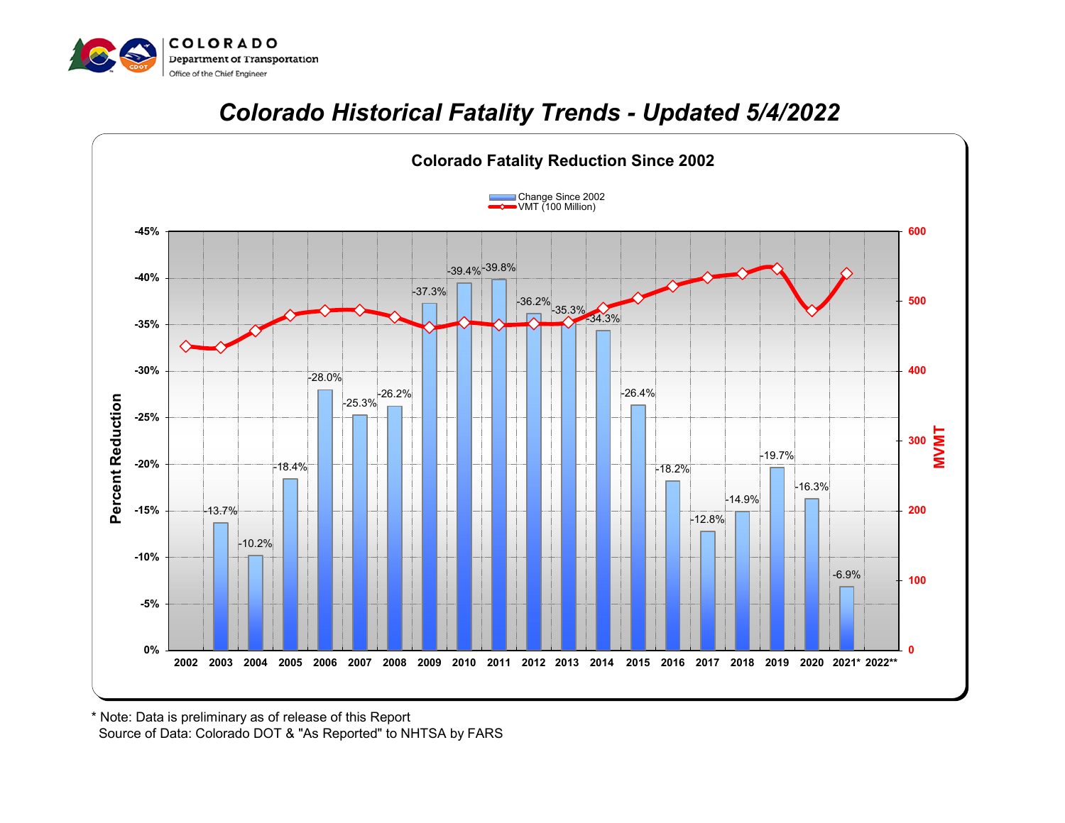COLORADO
Department of Transportation
Office of the Chief Engineer

# Colorado Historical Fatality Trends - Updated 5/4/2022

## Colorado Fatality Reduction Since 2002

| Year | Change Since 2002 |
|---|---|
| 2002 | |
| 2003 | -13.7% |
| 2004 | -10.2% |
| 2005 | -18.4% |
| 2006 | -28.0% |
| 2007 | -25.3% |
| 2008 | -26.2% |
| 2009 | -37.3% |
| 2010 | -39.4% |
| 2011 | -39.8% |
| 2012 | -36.2% |
| 2013 | -35.3% |
| 2014 | -34.3% |
| 2015 | -26.4% |
| 2016 | -18.2% |
| 2017 | -12.8% |
| 2018 | -14.9% |
| 2019 | -19.7% |
| 2020 | -16.3% |
| 2021* | -6.9% |
| 2022** | |

Legend: Change Since 2002; VMT (100 Million)

Left axis: Percent Reduction (0% to -45%). Right axis: MVMT (0 to 600).

\* Note: Data is preliminary as of release of this Report
Source of Data: Colorado DOT & "As Reported" to NHTSA by FARS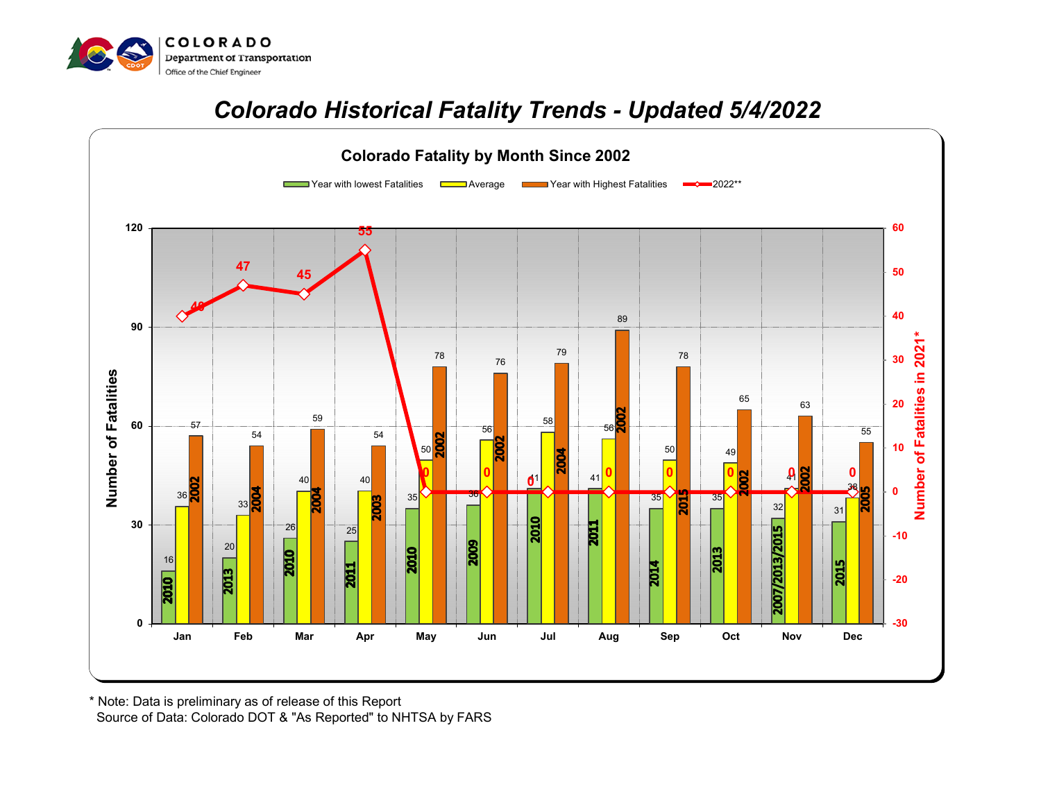COLORADO
Department of Transportation
Office of the Chief Engineer

# Colorado Historical Fatality Trends - Updated 5/4/2022

Colorado Fatality by Month Since 2002

Year with lowest Fatalities
Average
Year with Highest Fatalities
2022**

Number of Fatalities

Number of Fatalities in 2021*

120
90
60
30
0

60
50
40
30
20
10
0
-10
-20
-30

Jan: 16 (2010), 36, 57 (2002), 40
Feb: 20 (2013), 33, 54 (2004), 47
Mar: 26 (2010), 40, 59 (2004), 45
Apr: 25 (2011), 40, 54 (2003), 55
May: 35 (2010), 50, 78 (2002), 0
Jun: 36 (2009), 56, 76 (2002), 0
Jul: 41 (2010), 58, 79 (2004), 0
Aug: 41 (2011), 56, 89 (2002), 0
Sep: 35 (2014), 50, 78 (2015), 0
Oct: 35 (2013), 49, 65 (2002), 0
Nov: 32 (2007/2013/2015), 41, 63 (2002), 0
Dec: 31 (2015), 38, 55 (2005), 0

* Note: Data is preliminary as of release of this Report
Source of Data: Colorado DOT & "As Reported" to NHTSA by FARS